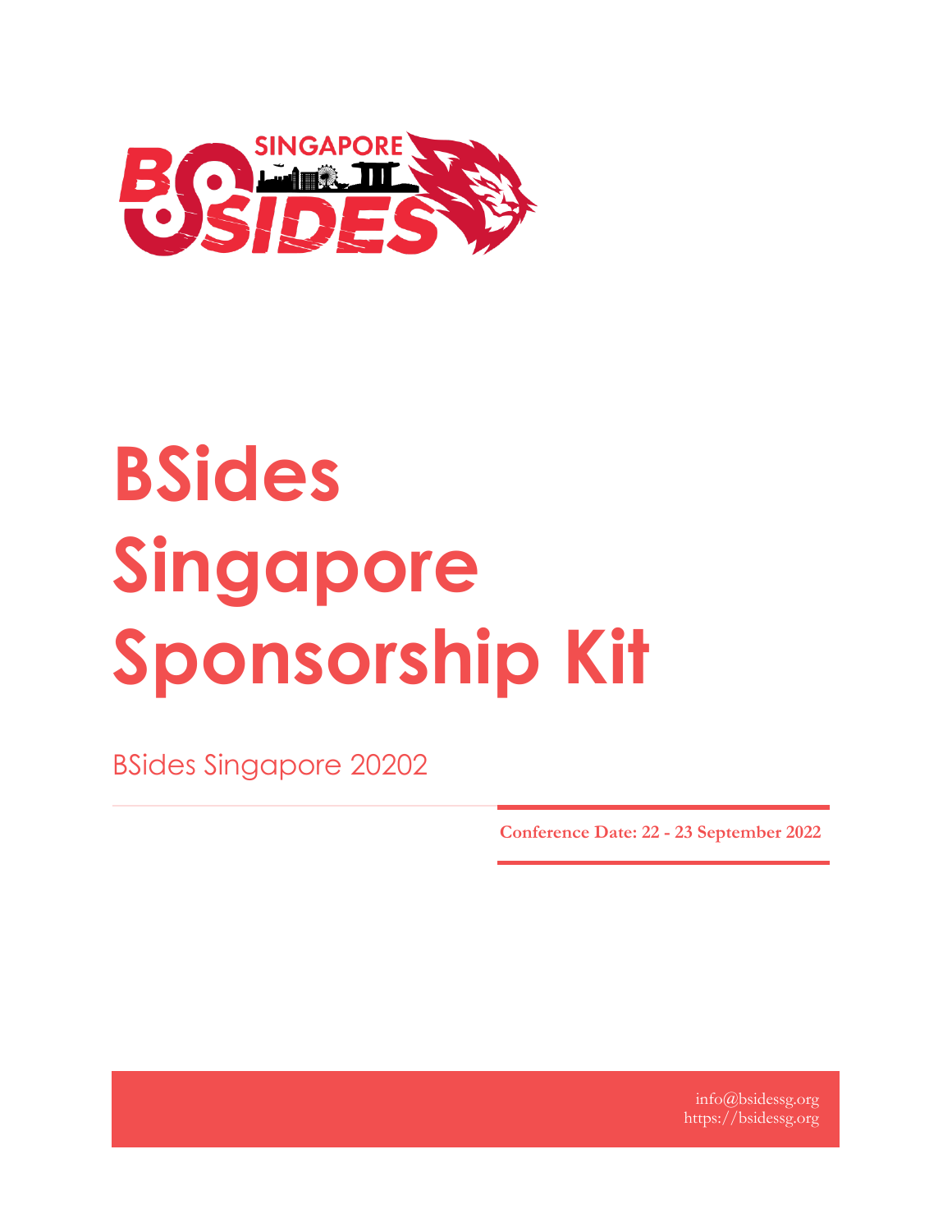# BSides Singapore Sponsorship Kit

BSides Singapore 20202

**Conference Date: 22 - 23 September 2022**

info@bsidessg.org
https://bsidessg.org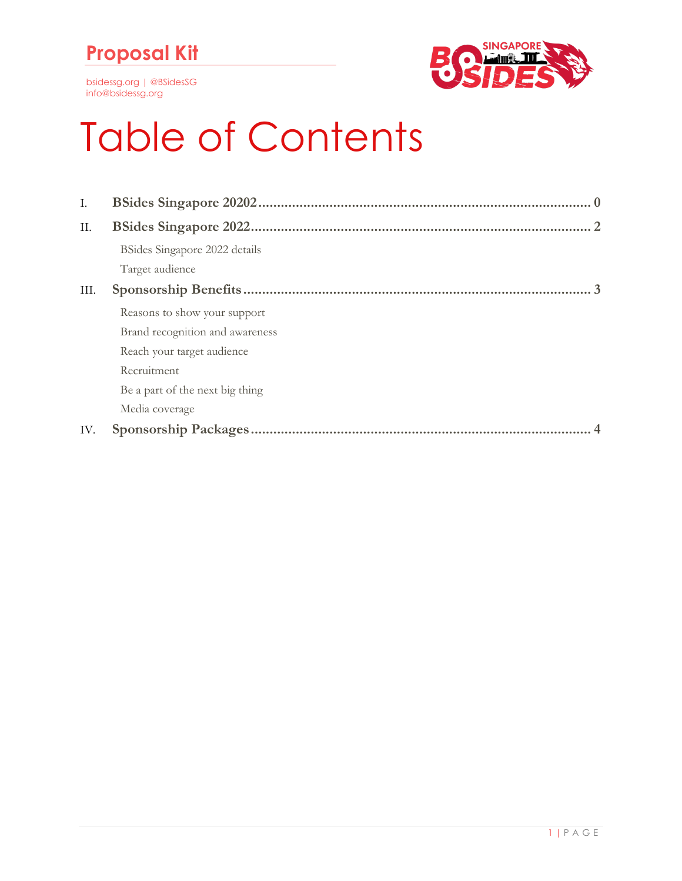Proposal Kit

bsidessg.org | @BSidesSG
info@bsidessg.org

# Table of Contents

I. **BSides Singapore 20202** ........................................................................................ **0**

II. **BSides Singapore 2022** ........................................................................................ **2**

- BSides Singapore 2022 details
- Target audience

III. **Sponsorship Benefits** ........................................................................................ **3**

- Reasons to show your support
- Brand recognition and awareness
- Reach your target audience
- Recruitment
- Be a part of the next big thing
- Media coverage

IV. **Sponsorship Packages** ........................................................................................ **4**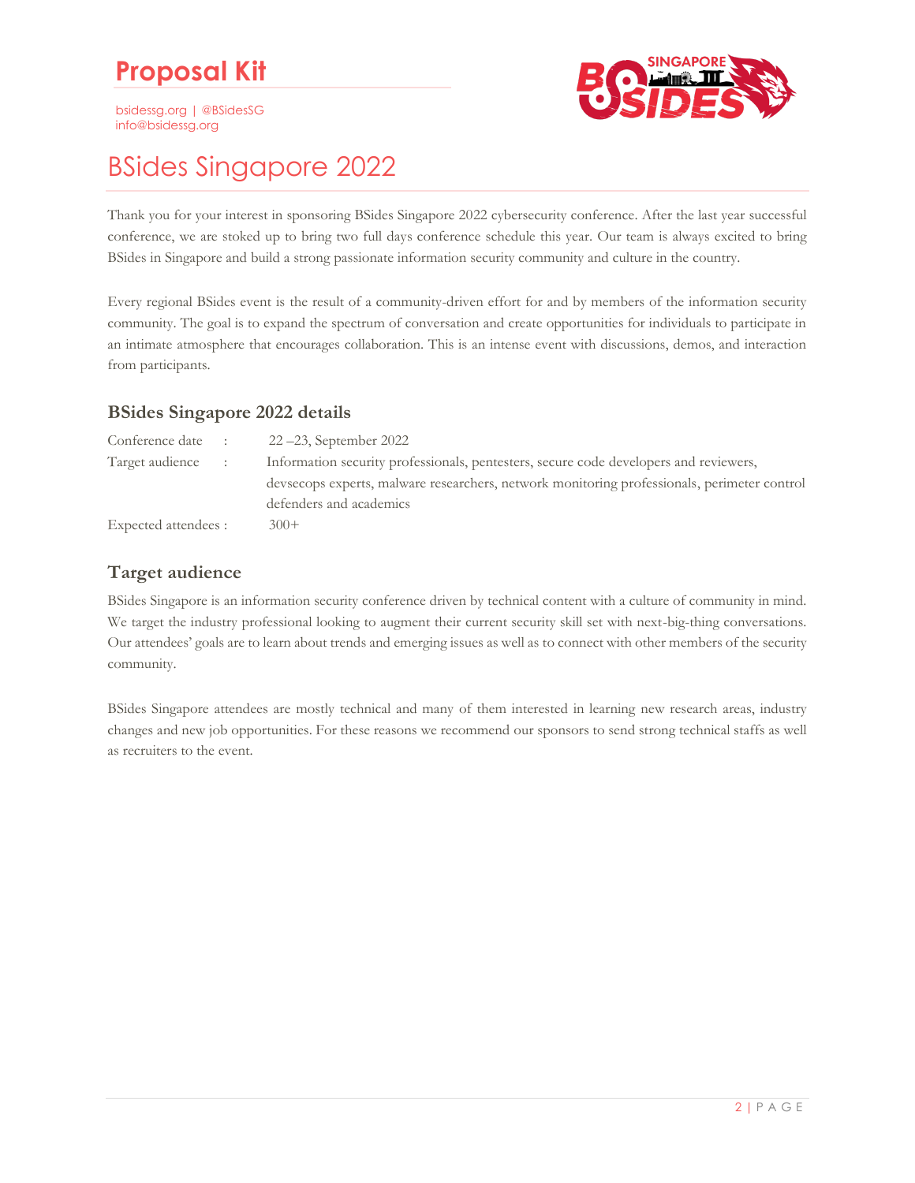# Proposal Kit

bsidessg.org | @BSidesSG
info@bsidessg.org

## BSides Singapore 2022

Thank you for your interest in sponsoring BSides Singapore 2022 cybersecurity conference. After the last year successful conference, we are stoked up to bring two full days conference schedule this year. Our team is always excited to bring BSides in Singapore and build a strong passionate information security community and culture in the country.

Every regional BSides event is the result of a community-driven effort for and by members of the information security community. The goal is to expand the spectrum of conversation and create opportunities for individuals to participate in an intimate atmosphere that encourages collaboration. This is an intense event with discussions, demos, and interaction from participants.

### BSides Singapore 2022 details

| | | |
|---|---|---|
| Conference date | : | 22 –23, September 2022 |
| Target audience | : | Information security professionals, pentesters, secure code developers and reviewers, devsecops experts, malware researchers, network monitoring professionals, perimeter control defenders and academics |
| Expected attendees | : | 300+ |

### Target audience

BSides Singapore is an information security conference driven by technical content with a culture of community in mind. We target the industry professional looking to augment their current security skill set with next-big-thing conversations. Our attendees' goals are to learn about trends and emerging issues as well as to connect with other members of the security community.

BSides Singapore attendees are mostly technical and many of them interested in learning new research areas, industry changes and new job opportunities. For these reasons we recommend our sponsors to send strong technical staffs as well as recruiters to the event.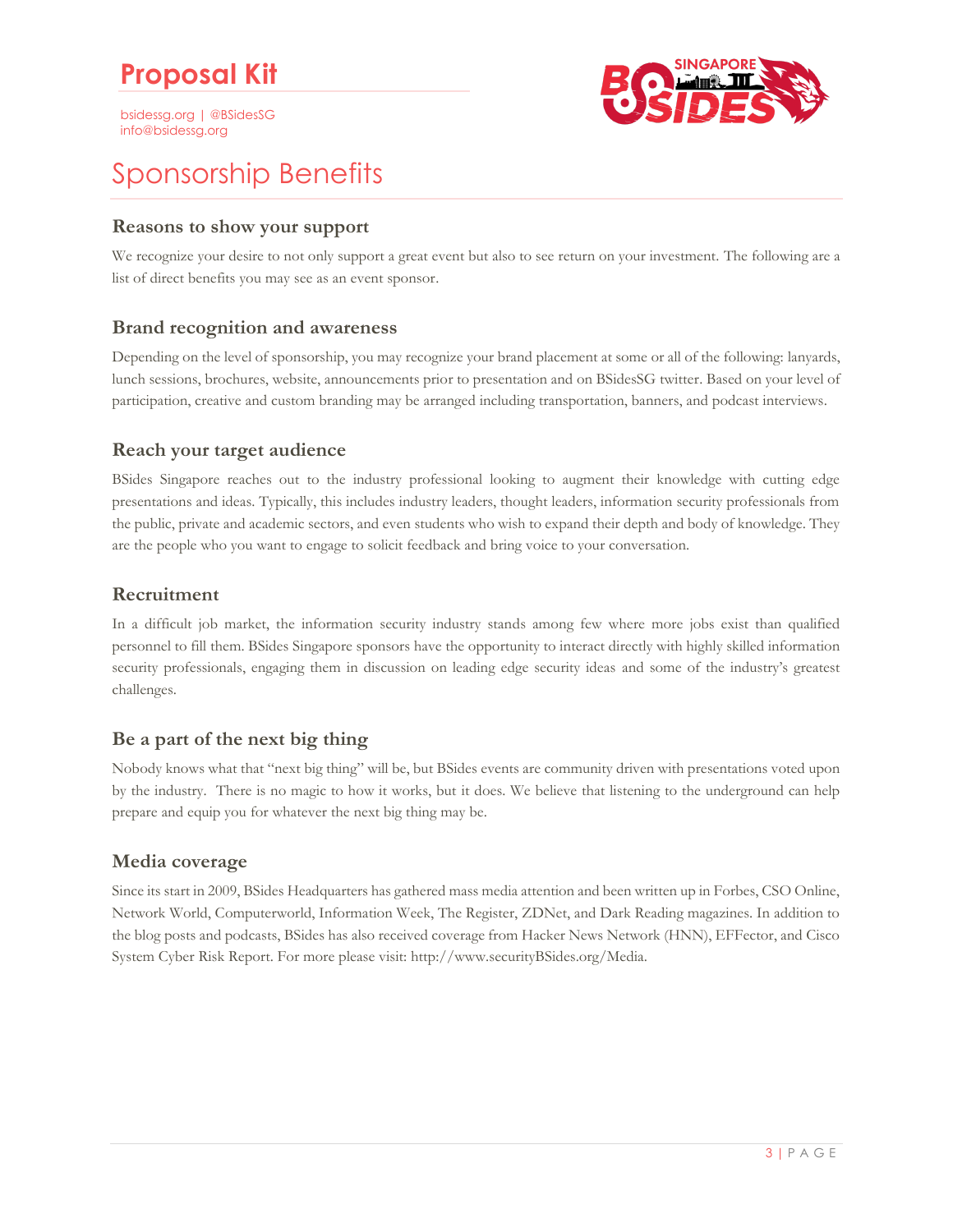# Sponsorship Benefits

### Reasons to show your support

We recognize your desire to not only support a great event but also to see return on your investment. The following are a list of direct benefits you may see as an event sponsor.

### Brand recognition and awareness

Depending on the level of sponsorship, you may recognize your brand placement at some or all of the following: lanyards, lunch sessions, brochures, website, announcements prior to presentation and on BSidesSG twitter. Based on your level of participation, creative and custom branding may be arranged including transportation, banners, and podcast interviews.

### Reach your target audience

BSides Singapore reaches out to the industry professional looking to augment their knowledge with cutting edge presentations and ideas. Typically, this includes industry leaders, thought leaders, information security professionals from the public, private and academic sectors, and even students who wish to expand their depth and body of knowledge. They are the people who you want to engage to solicit feedback and bring voice to your conversation.

### Recruitment

In a difficult job market, the information security industry stands among few where more jobs exist than qualified personnel to fill them. BSides Singapore sponsors have the opportunity to interact directly with highly skilled information security professionals, engaging them in discussion on leading edge security ideas and some of the industry's greatest challenges.

### Be a part of the next big thing

Nobody knows what that "next big thing" will be, but BSides events are community driven with presentations voted upon by the industry. There is no magic to how it works, but it does. We believe that listening to the underground can help prepare and equip you for whatever the next big thing may be.

### Media coverage

Since its start in 2009, BSides Headquarters has gathered mass media attention and been written up in Forbes, CSO Online, Network World, Computerworld, Information Week, The Register, ZDNet, and Dark Reading magazines. In addition to the blog posts and podcasts, BSides has also received coverage from Hacker News Network (HNN), EFFector, and Cisco System Cyber Risk Report. For more please visit: http://www.securityBSides.org/Media.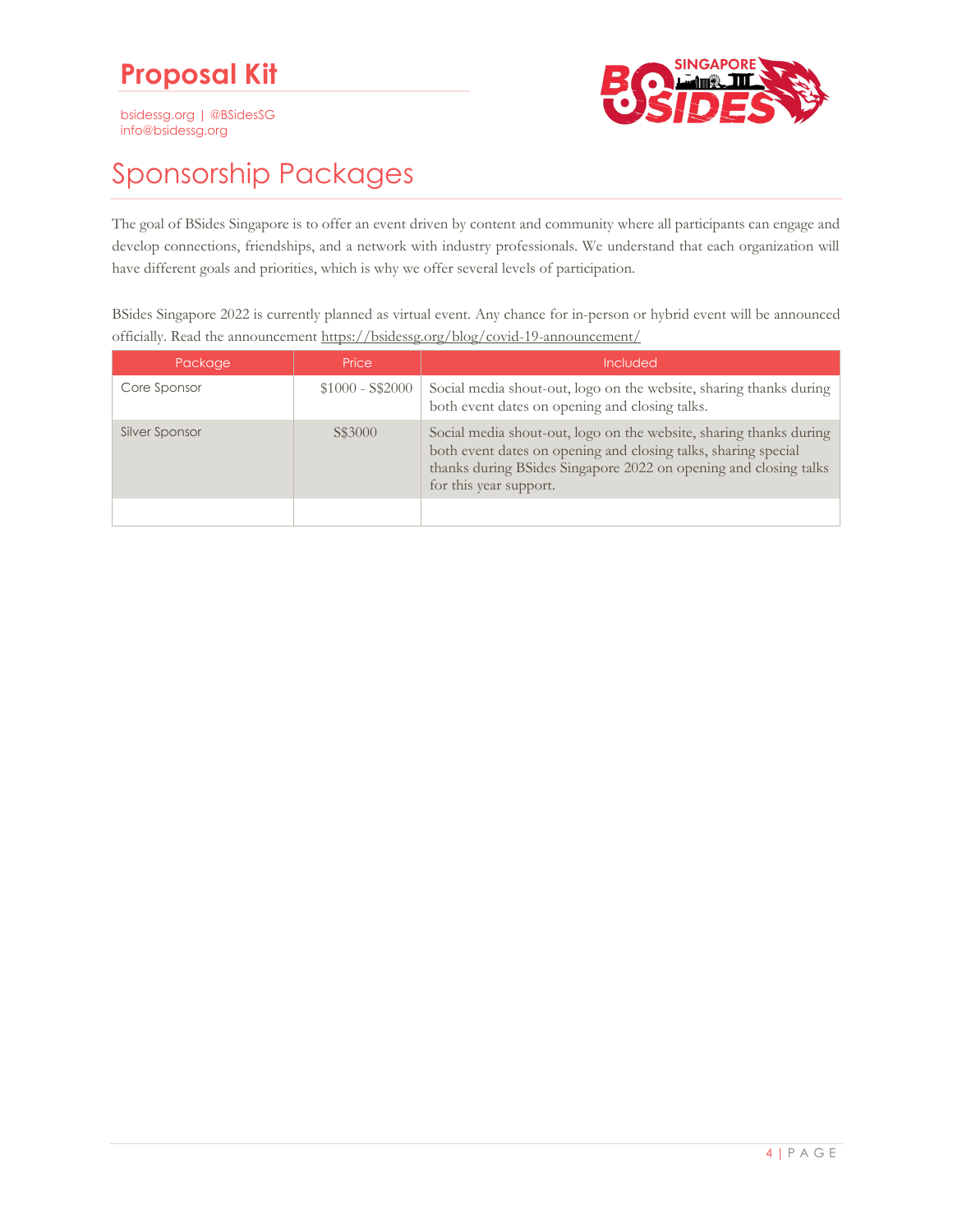# Proposal Kit

bsidessg.org | @BSidesSG
info@bsidessg.org

## Sponsorship Packages

The goal of BSides Singapore is to offer an event driven by content and community where all participants can engage and develop connections, friendships, and a network with industry professionals. We understand that each organization will have different goals and priorities, which is why we offer several levels of participation.

BSides Singapore 2022 is currently planned as virtual event. Any chance for in-person or hybrid event will be announced officially. Read the announcement https://bsidessg.org/blog/covid-19-announcement/

| Package | Price | Included |
|---|---|---|
| Core Sponsor | $1000 - S$2000 | Social media shout-out, logo on the website, sharing thanks during both event dates on opening and closing talks. |
| Silver Sponsor | S$3000 | Social media shout-out, logo on the website, sharing thanks during both event dates on opening and closing talks, sharing special thanks during BSides Singapore 2022 on opening and closing talks for this year support. |
| | | |